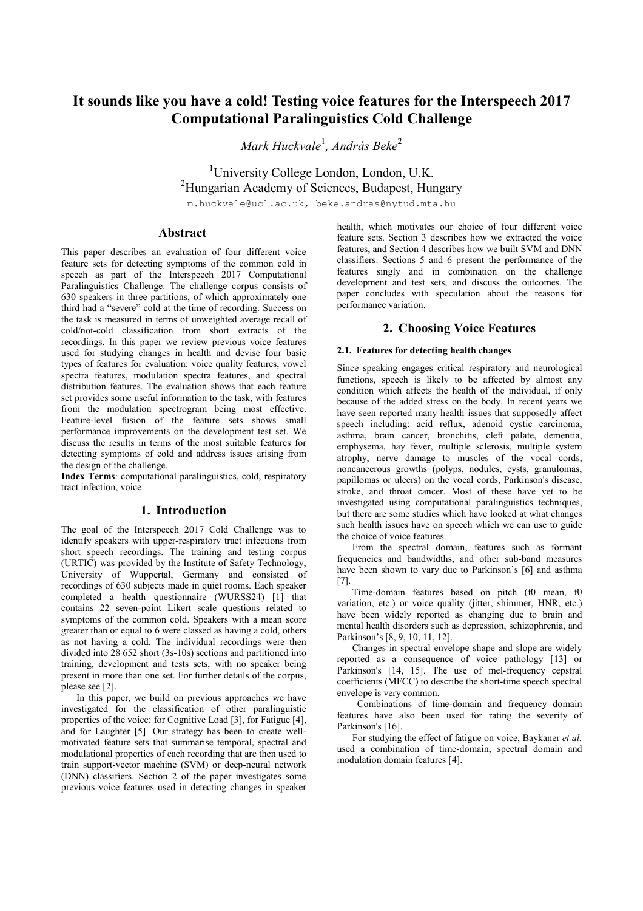# It sounds like you have a cold! Testing voice features for the Interspeech 2017 Computational Paralinguistics Cold Challenge

*Mark Huckvale*[1], *András Beke*[2]

[1]University College London, London, U.K.
[2]Hungarian Academy of Sciences, Budapest, Hungary

m.huckvale@ucl.ac.uk, beke.andras@nytud.mta.hu

## Abstract

This paper describes an evaluation of four different voice feature sets for detecting symptoms of the common cold in speech as part of the Interspeech 2017 Computational Paralinguistics Challenge. The challenge corpus consists of 630 speakers in three partitions, of which approximately one third had a "severe" cold at the time of recording. Success on the task is measured in terms of unweighted average recall of cold/not-cold classification from short extracts of the recordings. In this paper we review previous voice features used for studying changes in health and devise four basic types of features for evaluation: voice quality features, vowel spectra features, modulation spectra features, and spectral distribution features. The evaluation shows that each feature set provides some useful information to the task, with features from the modulation spectrogram being most effective. Feature-level fusion of the feature sets shows small performance improvements on the development test set. We discuss the results in terms of the most suitable features for detecting symptoms of cold and address issues arising from the design of the challenge.

**Index Terms**: computational paralinguistics, cold, respiratory tract infection, voice

## 1. Introduction

The goal of the Interspeech 2017 Cold Challenge was to identify speakers with upper-respiratory tract infections from short speech recordings. The training and testing corpus (URTIC) was provided by the Institute of Safety Technology, University of Wuppertal, Germany and consisted of recordings of 630 subjects made in quiet rooms. Each speaker completed a health questionnaire (WURSS24) [1] that contains 22 seven-point Likert scale questions related to symptoms of the common cold. Speakers with a mean score greater than or equal to 6 were classed as having a cold, others as not having a cold. The individual recordings were then divided into 28 652 short (3s-10s) sections and partitioned into training, development and tests sets, with no speaker being present in more than one set. For further details of the corpus, please see [2].

In this paper, we build on previous approaches we have investigated for the classification of other paralinguistic properties of the voice: for Cognitive Load [3], for Fatigue [4], and for Laughter [5]. Our strategy has been to create well-motivated feature sets that summarise temporal, spectral and modulational properties of each recording that are then used to train support-vector machine (SVM) or deep-neural network (DNN) classifiers. Section 2 of the paper investigates some previous voice features used in detecting changes in speaker health, which motivates our choice of four different voice feature sets. Section 3 describes how we extracted the voice features, and Section 4 describes how we built SVM and DNN classifiers. Sections 5 and 6 present the performance of the features singly and in combination on the challenge development and test sets, and discuss the outcomes. The paper concludes with speculation about the reasons for performance variation.

## 2. Choosing Voice Features

### 2.1. Features for detecting health changes

Since speaking engages critical respiratory and neurological functions, speech is likely to be affected by almost any condition which affects the health of the individual, if only because of the added stress on the body. In recent years we have seen reported many health issues that supposedly affect speech including: acid reflux, adenoid cystic carcinoma, asthma, brain cancer, bronchitis, cleft palate, dementia, emphysema, hay fever, multiple sclerosis, multiple system atrophy, nerve damage to muscles of the vocal cords, noncancerous growths (polyps, nodules, cysts, granulomas, papillomas or ulcers) on the vocal cords, Parkinson's disease, stroke, and throat cancer. Most of these have yet to be investigated using computational paralinguistics techniques, but there are some studies which have looked at what changes such health issues have on speech which we can use to guide the choice of voice features.

From the spectral domain, features such as formant frequencies and bandwidths, and other sub-band measures have been shown to vary due to Parkinson's [6] and asthma [7].

Time-domain features based on pitch (f0 mean, f0 variation, etc.) or voice quality (jitter, shimmer, HNR, etc.) have been widely reported as changing due to brain and mental health disorders such as depression, schizophrenia, and Parkinson's [8, 9, 10, 11, 12].

Changes in spectral envelope shape and slope are widely reported as a consequence of voice pathology [13] or Parkinson's [14, 15]. The use of mel-frequency cepstral coefficients (MFCC) to describe the short-time speech spectral envelope is very common.

Combinations of time-domain and frequency domain features have also been used for rating the severity of Parkinson's [16].

For studying the effect of fatigue on voice, Baykaner *et al.* used a combination of time-domain, spectral domain and modulation domain features [4].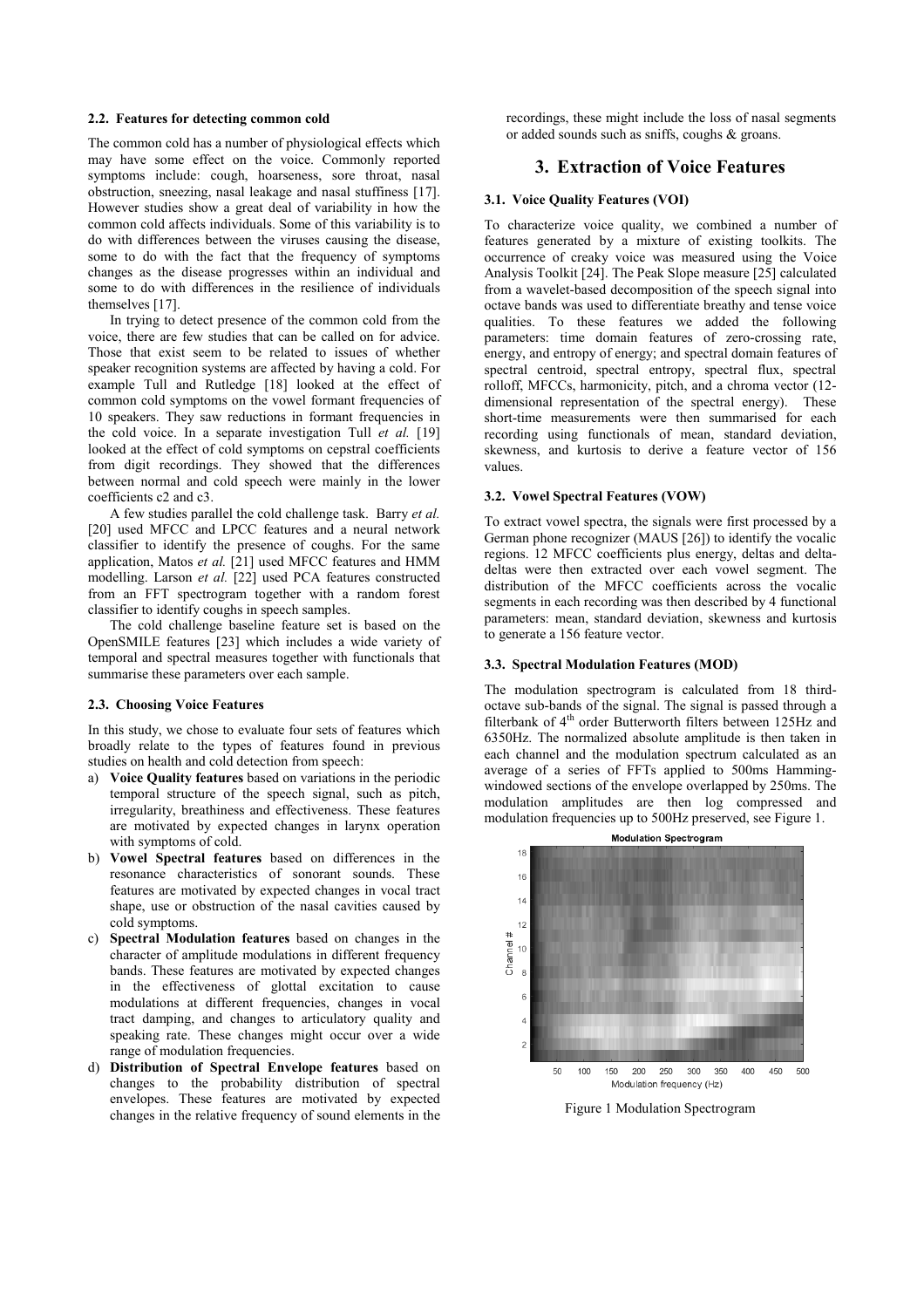### 2.2. Features for detecting common cold

The common cold has a number of physiological effects which may have some effect on the voice. Commonly reported symptoms include: cough, hoarseness, sore throat, nasal obstruction, sneezing, nasal leakage and nasal stuffiness [17]. However studies show a great deal of variability in how the common cold affects individuals. Some of this variability is to do with differences between the viruses causing the disease, some to do with the fact that the frequency of symptoms changes as the disease progresses within an individual and some to do with differences in the resilience of individuals themselves [17].

In trying to detect presence of the common cold from the voice, there are few studies that can be called on for advice. Those that exist seem to be related to issues of whether speaker recognition systems are affected by having a cold. For example Tull and Rutledge [18] looked at the effect of common cold symptoms on the vowel formant frequencies of 10 speakers. They saw reductions in formant frequencies in the cold voice. In a separate investigation Tull *et al.* [19] looked at the effect of cold symptoms on cepstral coefficients from digit recordings. They showed that the differences between normal and cold speech were mainly in the lower coefficients c2 and c3.

A few studies parallel the cold challenge task. Barry *et al.* [20] used MFCC and LPCC features and a neural network classifier to identify the presence of coughs. For the same application, Matos *et al.* [21] used MFCC features and HMM modelling. Larson *et al.* [22] used PCA features constructed from an FFT spectrogram together with a random forest classifier to identify coughs in speech samples.

The cold challenge baseline feature set is based on the OpenSMILE features [23] which includes a wide variety of temporal and spectral measures together with functionals that summarise these parameters over each sample.

### 2.3. Choosing Voice Features

In this study, we chose to evaluate four sets of features which broadly relate to the types of features found in previous studies on health and cold detection from speech:

a) **Voice Quality features** based on variations in the periodic temporal structure of the speech signal, such as pitch, irregularity, breathiness and effectiveness. These features are motivated by expected changes in larynx operation with symptoms of cold.
b) **Vowel Spectral features** based on differences in the resonance characteristics of sonorant sounds. These features are motivated by expected changes in vocal tract shape, use or obstruction of the nasal cavities caused by cold symptoms.
c) **Spectral Modulation features** based on changes in the character of amplitude modulations in different frequency bands. These features are motivated by expected changes in the effectiveness of glottal excitation to cause modulations at different frequencies, changes in vocal tract damping, and changes to articulatory quality and speaking rate. These changes might occur over a wide range of modulation frequencies.
d) **Distribution of Spectral Envelope features** based on changes to the probability distribution of spectral envelopes. These features are motivated by expected changes in the relative frequency of sound elements in the recordings, these might include the loss of nasal segments or added sounds such as sniffs, coughs & groans.

## 3. Extraction of Voice Features

### 3.1. Voice Quality Features (VOI)

To characterize voice quality, we combined a number of features generated by a mixture of existing toolkits. The occurrence of creaky voice was measured using the Voice Analysis Toolkit [24]. The Peak Slope measure [25] calculated from a wavelet-based decomposition of the speech signal into octave bands was used to differentiate breathy and tense voice qualities. To these features we added the following parameters: time domain features of zero-crossing rate, energy, and entropy of energy; and spectral domain features of spectral centroid, spectral entropy, spectral flux, spectral rolloff, MFCCs, harmonicity, pitch, and a chroma vector (12-dimensional representation of the spectral energy). These short-time measurements were then summarised for each recording using functionals of mean, standard deviation, skewness, and kurtosis to derive a feature vector of 156 values.

### 3.2. Vowel Spectral Features (VOW)

To extract vowel spectra, the signals were first processed by a German phone recognizer (MAUS [26]) to identify the vocalic regions. 12 MFCC coefficients plus energy, deltas and delta-deltas were then extracted over each vowel segment. The distribution of the MFCC coefficients across the vocalic segments in each recording was then described by 4 functional parameters: mean, standard deviation, skewness and kurtosis to generate a 156 feature vector.

### 3.3. Spectral Modulation Features (MOD)

The modulation spectrogram is calculated from 18 third-octave sub-bands of the signal. The signal is passed through a filterbank of 4th order Butterworth filters between 125Hz and 6350Hz. The normalized absolute amplitude is then taken in each channel and the modulation spectrum calculated as an average of a series of FFTs applied to 500ms Hamming-windowed sections of the envelope overlapped by 250ms. The modulation amplitudes are then log compressed and modulation frequencies up to 500Hz preserved, see Figure 1.

Figure 1 Modulation Spectrogram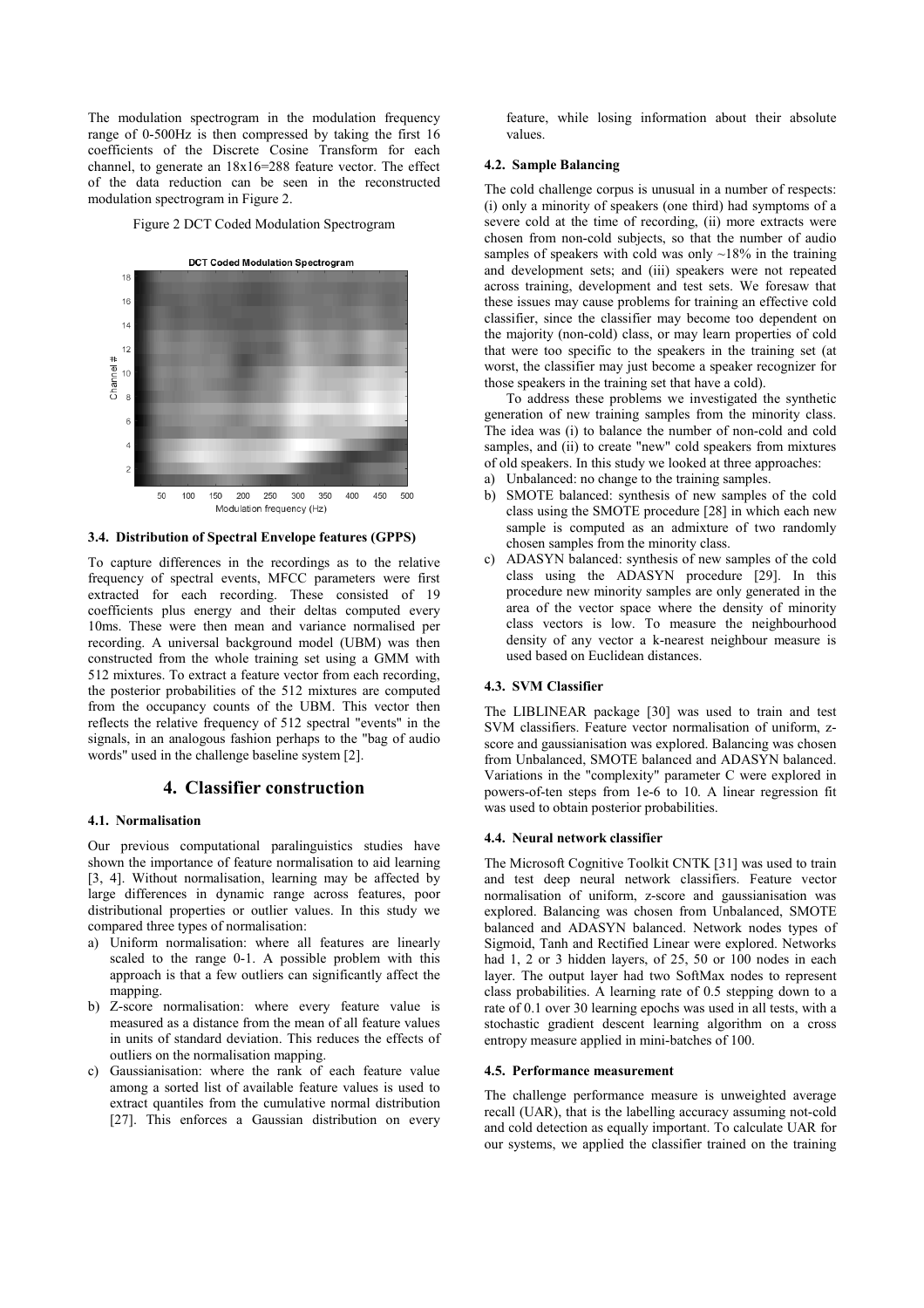The modulation spectrogram in the modulation frequency range of 0-500Hz is then compressed by taking the first 16 coefficients of the Discrete Cosine Transform for each channel, to generate an 18x16=288 feature vector. The effect of the data reduction can be seen in the reconstructed modulation spectrogram in Figure 2.

Figure 2 DCT Coded Modulation Spectrogram

### 3.4. Distribution of Spectral Envelope features (GPPS)

To capture differences in the recordings as to the relative frequency of spectral events, MFCC parameters were first extracted for each recording. These consisted of 19 coefficients plus energy and their deltas computed every 10ms. These were then mean and variance normalised per recording. A universal background model (UBM) was then constructed from the whole training set using a GMM with 512 mixtures. To extract a feature vector from each recording, the posterior probabilities of the 512 mixtures are computed from the occupancy counts of the UBM. This vector then reflects the relative frequency of 512 spectral "events" in the signals, in an analogous fashion perhaps to the "bag of audio words" used in the challenge baseline system [2].

## 4. Classifier construction

### 4.1. Normalisation

Our previous computational paralinguistics studies have shown the importance of feature normalisation to aid learning [3, 4]. Without normalisation, learning may be affected by large differences in dynamic range across features, poor distributional properties or outlier values. In this study we compared three types of normalisation:

a) Uniform normalisation: where all features are linearly scaled to the range 0-1. A possible problem with this approach is that a few outliers can significantly affect the mapping.
b) Z-score normalisation: where every feature value is measured as a distance from the mean of all feature values in units of standard deviation. This reduces the effects of outliers on the normalisation mapping.
c) Gaussianisation: where the rank of each feature value among a sorted list of available feature values is used to extract quantiles from the cumulative normal distribution [27]. This enforces a Gaussian distribution on every feature, while losing information about their absolute values.

### 4.2. Sample Balancing

The cold challenge corpus is unusual in a number of respects: (i) only a minority of speakers (one third) had symptoms of a severe cold at the time of recording, (ii) more extracts were chosen from non-cold subjects, so that the number of audio samples of speakers with cold was only ~18% in the training and development sets; and (iii) speakers were not repeated across training, development and test sets. We foresaw that these issues may cause problems for training an effective cold classifier, since the classifier may become too dependent on the majority (non-cold) class, or may learn properties of cold that were too specific to the speakers in the training set (at worst, the classifier may just become a speaker recognizer for those speakers in the training set that have a cold).

To address these problems we investigated the synthetic generation of new training samples from the minority class. The idea was (i) to balance the number of non-cold and cold samples, and (ii) to create "new" cold speakers from mixtures of old speakers. In this study we looked at three approaches:

a) Unbalanced: no change to the training samples.
b) SMOTE balanced: synthesis of new samples of the cold class using the SMOTE procedure [28] in which each new sample is computed as an admixture of two randomly chosen samples from the minority class.
c) ADASYN balanced: synthesis of new samples of the cold class using the ADASYN procedure [29]. In this procedure new minority samples are only generated in the area of the vector space where the density of minority class vectors is low. To measure the neighbourhood density of any vector a k-nearest neighbour measure is used based on Euclidean distances.

### 4.3. SVM Classifier

The LIBLINEAR package [30] was used to train and test SVM classifiers. Feature vector normalisation of uniform, z-score and gaussianisation was explored. Balancing was chosen from Unbalanced, SMOTE balanced and ADASYN balanced. Variations in the "complexity" parameter C were explored in powers-of-ten steps from 1e-6 to 10. A linear regression fit was used to obtain posterior probabilities.

### 4.4. Neural network classifier

The Microsoft Cognitive Toolkit CNTK [31] was used to train and test deep neural network classifiers. Feature vector normalisation of uniform, z-score and gaussianisation was explored. Balancing was chosen from Unbalanced, SMOTE balanced and ADASYN balanced. Network nodes types of Sigmoid, Tanh and Rectified Linear were explored. Networks had 1, 2 or 3 hidden layers, of 25, 50 or 100 nodes in each layer. The output layer had two SoftMax nodes to represent class probabilities. A learning rate of 0.5 stepping down to a rate of 0.1 over 30 learning epochs was used in all tests, with a stochastic gradient descent learning algorithm on a cross entropy measure applied in mini-batches of 100.

### 4.5. Performance measurement

The challenge performance measure is unweighted average recall (UAR), that is the labelling accuracy assuming not-cold and cold detection as equally important. To calculate UAR for our systems, we applied the classifier trained on the training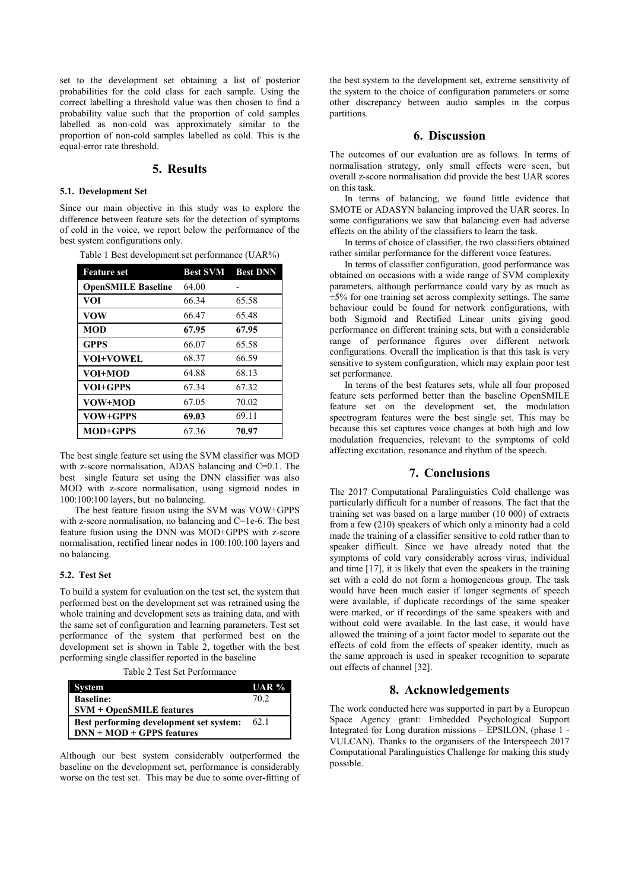set to the development set obtaining a list of posterior probabilities for the cold class for each sample. Using the correct labelling a threshold value was then chosen to find a probability value such that the proportion of cold samples labelled as non-cold was approximately similar to the proportion of non-cold samples labelled as cold. This is the equal-error rate threshold.

## 5. Results

### 5.1. Development Set

Since our main objective in this study was to explore the difference between feature sets for the detection of symptoms of cold in the voice, we report below the performance of the best system configurations only.

Table 1 Best development set performance (UAR%)

| Feature set | Best SVM | Best DNN |
|---|---|---|
| **OpenSMILE Baseline** | 64.00 | - |
| **VOI** | 66.34 | 65.58 |
| **VOW** | 66.47 | 65.48 |
| **MOD** | **67.95** | **67.95** |
| **GPPS** | 66.07 | 65.58 |
| **VOI+VOWEL** | 68.37 | 66.59 |
| **VOI+MOD** | 64.88 | 68.13 |
| **VOI+GPPS** | 67.34 | 67.32 |
| **VOW+MOD** | 67.05 | 70.02 |
| **VOW+GPPS** | **69.03** | 69.11 |
| **MOD+GPPS** | 67.36 | **70.97** |

The best single feature set using the SVM classifier was MOD with z-score normalisation, ADAS balancing and C=0.1. The best single feature set using the DNN classifier was also MOD with z-score normalisation, using sigmoid nodes in 100:100:100 layers, but no balancing.

The best feature fusion using the SVM was VOW+GPPS with z-score normalisation, no balancing and C=1e-6. The best feature fusion using the DNN was MOD+GPPS with z-score normalisation, rectified linear nodes in 100:100:100 layers and no balancing.

### 5.2. Test Set

To build a system for evaluation on the test set, the system that performed best on the development set was retrained using the whole training and development sets as training data, and with the same set of configuration and learning parameters. Test set performance of the system that performed best on the development set is shown in Table 2, together with the best performing single classifier reported in the baseline

Table 2 Test Set Performance

| System | UAR % |
|---|---|
| **Baseline:** **SVM + OpenSMILE features** | 70.2 |
| **Best performing development set system:** **DNN + MOD + GPPS features** | 62.1 |

Although our best system considerably outperformed the baseline on the development set, performance is considerably worse on the test set. This may be due to some over-fitting of the best system to the development set, extreme sensitivity of the system to the choice of configuration parameters or some other discrepancy between audio samples in the corpus partitions.

## 6. Discussion

The outcomes of our evaluation are as follows. In terms of normalisation strategy, only small effects were seen, but overall z-score normalisation did provide the best UAR scores on this task.

In terms of balancing, we found little evidence that SMOTE or ADASYN balancing improved the UAR scores. In some configurations we saw that balancing even had adverse effects on the ability of the classifiers to learn the task.

In terms of choice of classifier, the two classifiers obtained rather similar performance for the different voice features.

In terms of classifier configuration, good performance was obtained on occasions with a wide range of SVM complexity parameters, although performance could vary by as much as ±5% for one training set across complexity settings. The same behaviour could be found for network configurations, with both Sigmoid and Rectified Linear units giving good performance on different training sets, but with a considerable range of performance figures over different network configurations. Overall the implication is that this task is very sensitive to system configuration, which may explain poor test set performance.

In terms of the best features sets, while all four proposed feature sets performed better than the baseline OpenSMILE feature set on the development set, the modulation spectrogram features were the best single set. This may be because this set captures voice changes at both high and low modulation frequencies, relevant to the symptoms of cold affecting excitation, resonance and rhythm of the speech.

## 7. Conclusions

The 2017 Computational Paralinguistics Cold challenge was particularly difficult for a number of reasons. The fact that the training set was based on a large number (10 000) of extracts from a few (210) speakers of which only a minority had a cold made the training of a classifier sensitive to cold rather than to speaker difficult. Since we have already noted that the symptoms of cold vary considerably across virus, individual and time [17], it is likely that even the speakers in the training set with a cold do not form a homogeneous group. The task would have been much easier if longer segments of speech were available, if duplicate recordings of the same speaker were marked, or if recordings of the same speakers with and without cold were available. In the last case, it would have allowed the training of a joint factor model to separate out the effects of cold from the effects of speaker identity, much as the same approach is used in speaker recognition to separate out effects of channel [32].

## 8. Acknowledgements

The work conducted here was supported in part by a European Space Agency grant: Embedded Psychological Support Integrated for Long duration missions – EPSILON, (phase 1 - VULCAN). Thanks to the organisers of the Interspeech 2017 Computational Paralinguistics Challenge for making this study possible.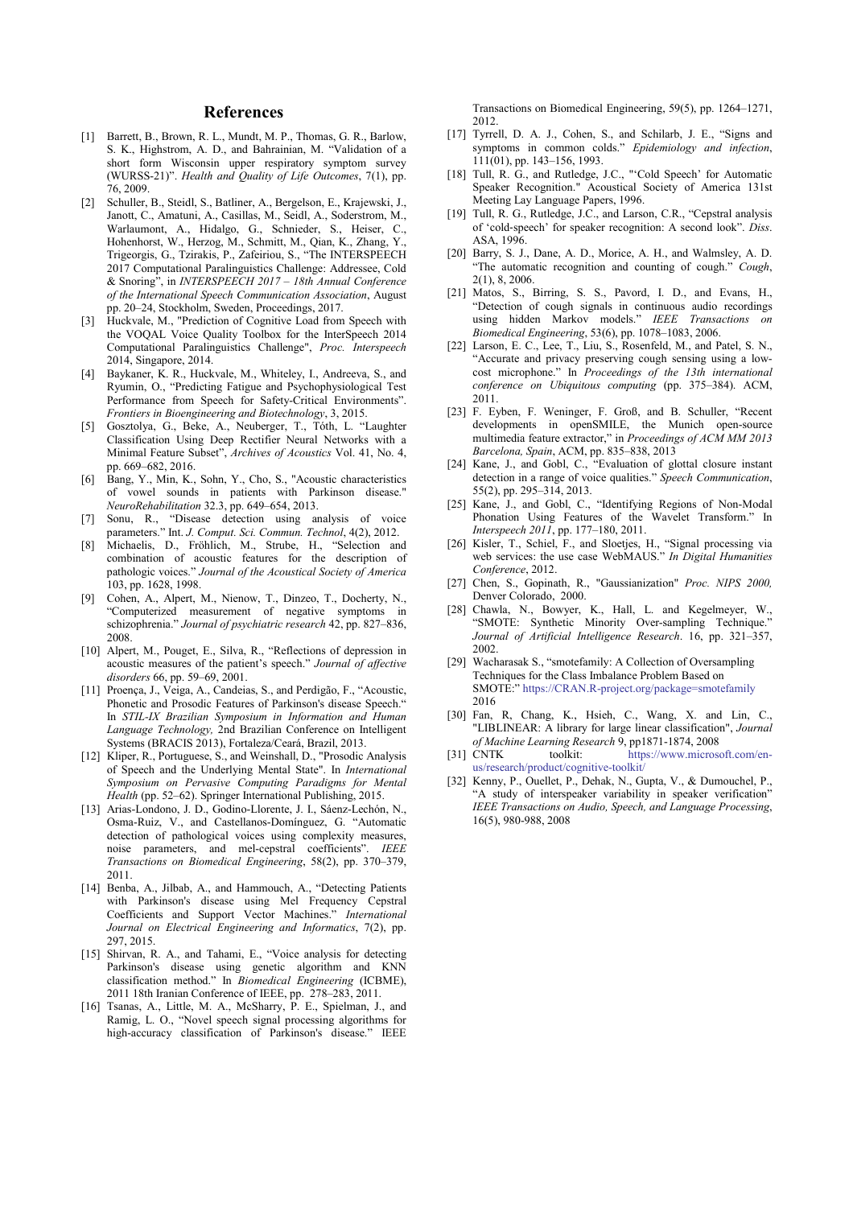## References

[1] Barrett, B., Brown, R. L., Mundt, M. P., Thomas, G. R., Barlow, S. K., Highstrom, A. D., and Bahrainian, M. "Validation of a short form Wisconsin upper respiratory symptom survey (WURSS-21)". *Health and Quality of Life Outcomes*, 7(1), pp. 76, 2009.

[2] Schuller, B., Steidl, S., Batliner, A., Bergelson, E., Krajewski, J., Janott, C., Amatuni, A., Casillas, M., Seidl, A., Soderstrom, M., Warlaumont, A., Hidalgo, G., Schnieder, S., Heiser, C., Hohenhorst, W., Herzog, M., Schmitt, M., Qian, K., Zhang, Y., Trigeorgis, G., Tzirakis, P., Zafeiriou, S., "The INTERSPEECH 2017 Computational Paralinguistics Challenge: Addressee, Cold & Snoring", in *INTERSPEECH 2017 – 18th Annual Conference of the International Speech Communication Association*, August pp. 20–24, Stockholm, Sweden, Proceedings, 2017.

[3] Huckvale, M., "Prediction of Cognitive Load from Speech with the VOQAL Voice Quality Toolbox for the InterSpeech 2014 Computational Paralinguistics Challenge", *Proc. Interspeech* 2014, Singapore, 2014.

[4] Baykaner, K. R., Huckvale, M., Whiteley, I., Andreeva, S., and Ryumin, O., "Predicting Fatigue and Psychophysiological Test Performance from Speech for Safety-Critical Environments". *Frontiers in Bioengineering and Biotechnology*, 3, 2015.

[5] Gosztolya, G., Beke, A., Neuberger, T., Tóth, L. "Laughter Classification Using Deep Rectifier Neural Networks with a Minimal Feature Subset", *Archives of Acoustics* Vol. 41, No. 4, pp. 669–682, 2016.

[6] Bang, Y., Min, K., Sohn, Y., Cho, S., "Acoustic characteristics of vowel sounds in patients with Parkinson disease." *NeuroRehabilitation* 32.3, pp. 649–654, 2013.

[7] Sonu, R., "Disease detection using analysis of voice parameters." Int. *J. Comput. Sci. Commun. Technol*, 4(2), 2012.

[8] Michaelis, D., Fröhlich, M., Strube, H., "Selection and combination of acoustic features for the description of pathologic voices." *Journal of the Acoustical Society of America* 103, pp. 1628, 1998.

[9] Cohen, A., Alpert, M., Nienow, T., Dinzeo, T., Docherty, N., "Computerized measurement of negative symptoms in schizophrenia." *Journal of psychiatric research* 42, pp. 827–836, 2008.

[10] Alpert, M., Pouget, E., Silva, R., "Reflections of depression in acoustic measures of the patient's speech." *Journal of affective disorders* 66, pp. 59–69, 2001.

[11] Proença, J., Veiga, A., Candeias, S., and Perdigão, F., "Acoustic, Phonetic and Prosodic Features of Parkinson's disease Speech." In *STIL-IX Brazilian Symposium in Information and Human Language Technology,* 2nd Brazilian Conference on Intelligent Systems (BRACIS 2013), Fortaleza/Ceará, Brazil, 2013.

[12] Kliper, R., Portuguese, S., and Weinshall, D., "Prosodic Analysis of Speech and the Underlying Mental State". In *International Symposium on Pervasive Computing Paradigms for Mental Health* (pp. 52–62). Springer International Publishing, 2015.

[13] Arias-Londono, J. D., Godino-Llorente, J. I., Sáenz-Lechón, N., Osma-Ruiz, V., and Castellanos-Domínguez, G. "Automatic detection of pathological voices using complexity measures, noise parameters, and mel-cepstral coefficients". *IEEE Transactions on Biomedical Engineering*, 58(2), pp. 370–379, 2011.

[14] Benba, A., Jilbab, A., and Hammouch, A., "Detecting Patients with Parkinson's disease using Mel Frequency Cepstral Coefficients and Support Vector Machines." *International Journal on Electrical Engineering and Informatics*, 7(2), pp. 297, 2015.

[15] Shirvan, R. A., and Tahami, E., "Voice analysis for detecting Parkinson's disease using genetic algorithm and KNN classification method." In *Biomedical Engineering* (ICBME), 2011 18th Iranian Conference of IEEE, pp. 278–283, 2011.

[16] Tsanas, A., Little, M. A., McSharry, P. E., Spielman, J., and Ramig, L. O., "Novel speech signal processing algorithms for high-accuracy classification of Parkinson's disease." IEEE Transactions on Biomedical Engineering, 59(5), pp. 1264–1271, 2012.

[17] Tyrrell, D. A. J., Cohen, S., and Schilarb, J. E., "Signs and symptoms in common colds." *Epidemiology and infection*, 111(01), pp. 143–156, 1993.

[18] Tull, R. G., and Rutledge, J.C., "'Cold Speech' for Automatic Speaker Recognition." Acoustical Society of America 131st Meeting Lay Language Papers, 1996.

[19] Tull, R. G., Rutledge, J.C., and Larson, C.R., "Cepstral analysis of 'cold-speech' for speaker recognition: A second look". *Diss.* ASA, 1996.

[20] Barry, S. J., Dane, A. D., Morice, A. H., and Walmsley, A. D. "The automatic recognition and counting of cough." *Cough*, 2(1), 8, 2006.

[21] Matos, S., Birring, S. S., Pavord, I. D., and Evans, H., "Detection of cough signals in continuous audio recordings using hidden Markov models." *IEEE Transactions on Biomedical Engineering*, 53(6), pp. 1078–1083, 2006.

[22] Larson, E. C., Lee, T., Liu, S., Rosenfeld, M., and Patel, S. N., "Accurate and privacy preserving cough sensing using a low-cost microphone." In *Proceedings of the 13th international conference on Ubiquitous computing* (pp. 375–384). ACM, 2011.

[23] F. Eyben, F. Weninger, F. Groß, and B. Schuller, "Recent developments in openSMILE, the Munich open-source multimedia feature extractor," in *Proceedings of ACM MM 2013 Barcelona, Spain*, ACM, pp. 835–838, 2013

[24] Kane, J., and Gobl, C., "Evaluation of glottal closure instant detection in a range of voice qualities." *Speech Communication*, 55(2), pp. 295–314, 2013.

[25] Kane, J., and Gobl, C., "Identifying Regions of Non-Modal Phonation Using Features of the Wavelet Transform." In *Interspeech 2011*, pp. 177–180, 2011.

[26] Kisler, T., Schiel, F., and Sloetjes, H., "Signal processing via web services: the use case WebMAUS." *In Digital Humanities Conference*, 2012.

[27] Chen, S., Gopinath, R., "Gaussianization" *Proc. NIPS 2000,* Denver Colorado, 2000.

[28] Chawla, N., Bowyer, K., Hall, L. and Kegelmeyer, W., "SMOTE: Synthetic Minority Over-sampling Technique." *Journal of Artificial Intelligence Research*. 16, pp. 321–357, 2002.

[29] Wacharasak S., "smotefamily: A Collection of Oversampling Techniques for the Class Imbalance Problem Based on SMOTE:" https://CRAN.R-project.org/package=smotefamily 2016

[30] Fan, R, Chang, K., Hsieh, C., Wang, X. and Lin, C., "LIBLINEAR: A library for large linear classification", *Journal of Machine Learning Research* 9, pp1871-1874, 2008

[31] CNTK toolkit: https://www.microsoft.com/en-us/research/product/cognitive-toolkit/

[32] Kenny, P., Ouellet, P., Dehak, N., Gupta, V., & Dumouchel, P., "A study of interspeaker variability in speaker verification" *IEEE Transactions on Audio, Speech, and Language Processing*, 16(5), 980-988, 2008